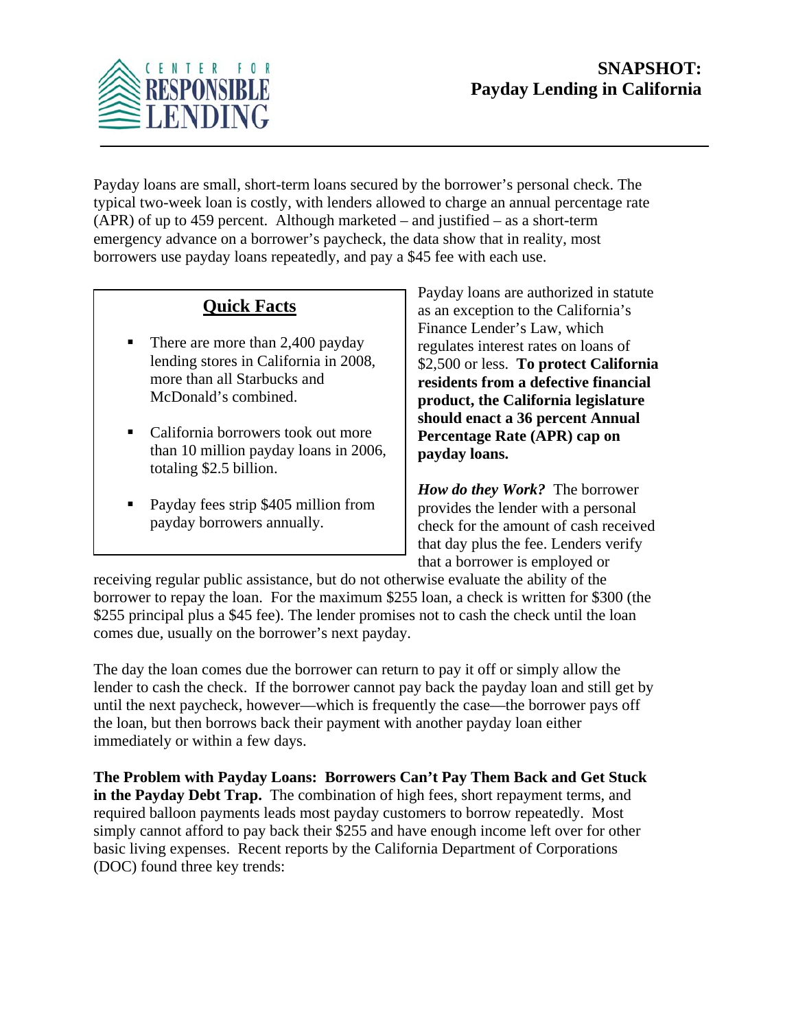CENTER FOR RESPONSIBLE LENDING

# SNAPSHOT: Payday Lending in California

Payday loans are small, short-term loans secured by the borrower's personal check. The typical two-week loan is costly, with lenders allowed to charge an annual percentage rate (APR) of up to 459 percent. Although marketed – and justified – as a short-term emergency advance on a borrower's paycheck, the data show that in reality, most borrowers use payday loans repeatedly, and pay a $45 fee with each use.

## Quick Facts

- There are more than 2,400 payday lending stores in California in 2008, more than all Starbucks and McDonald's combined.
- California borrowers took out more than 10 million payday loans in 2006, totaling $2.5 billion.
- Payday fees strip $405 million from payday borrowers annually.

Payday loans are authorized in statute as an exception to the California's Finance Lender's Law, which regulates interest rates on loans of $2,500 or less. **To protect California residents from a defective financial product, the California legislature should enact a 36 percent Annual Percentage Rate (APR) cap on payday loans.**

***How do they Work?*** The borrower provides the lender with a personal check for the amount of cash received that day plus the fee. Lenders verify that a borrower is employed or receiving regular public assistance, but do not otherwise evaluate the ability of the borrower to repay the loan. For the maximum $255 loan, a check is written for $300 (the $255 principal plus a $45 fee). The lender promises not to cash the check until the loan comes due, usually on the borrower's next payday.

The day the loan comes due the borrower can return to pay it off or simply allow the lender to cash the check. If the borrower cannot pay back the payday loan and still get by until the next paycheck, however—which is frequently the case—the borrower pays off the loan, but then borrows back their payment with another payday loan either immediately or within a few days.

**The Problem with Payday Loans: Borrowers Can't Pay Them Back and Get Stuck in the Payday Debt Trap.** The combination of high fees, short repayment terms, and required balloon payments leads most payday customers to borrow repeatedly. Most simply cannot afford to pay back their $255 and have enough income left over for other basic living expenses. Recent reports by the California Department of Corporations (DOC) found three key trends: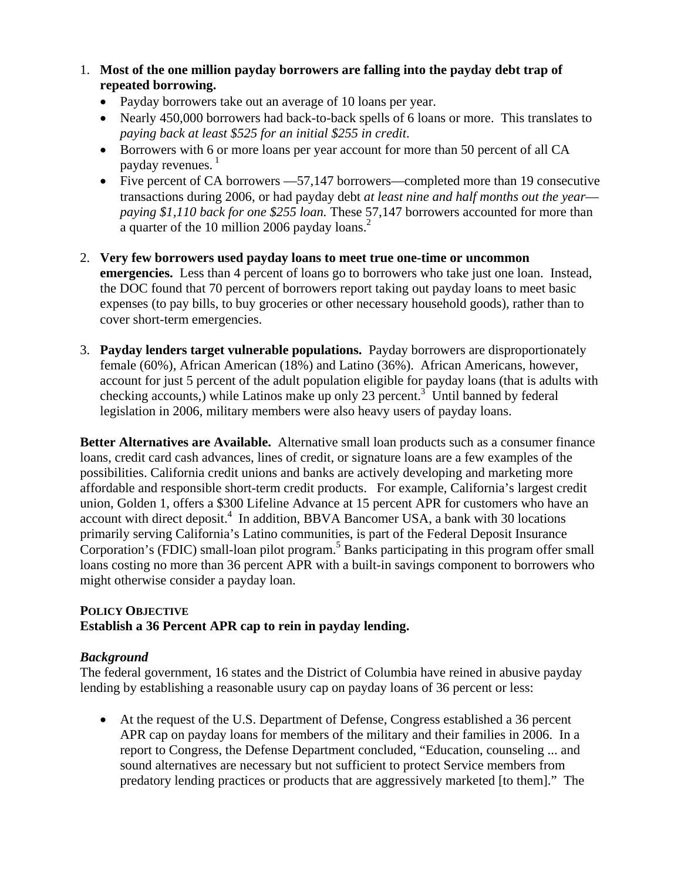1. **Most of the one million payday borrowers are falling into the payday debt trap of repeated borrowing.**
   - Payday borrowers take out an average of 10 loans per year.
   - Nearly 450,000 borrowers had back-to-back spells of 6 loans or more. This translates to *paying back at least $525 for an initial $255 in credit*.
   - Borrowers with 6 or more loans per year account for more than 50 percent of all CA payday revenues. [1]
   - Five percent of CA borrowers —57,147 borrowers—completed more than 19 consecutive transactions during 2006, or had payday debt *at least nine and half months out the year—paying $1,110 back for one $255 loan.* These 57,147 borrowers accounted for more than a quarter of the 10 million 2006 payday loans.[2]

2. **Very few borrowers used payday loans to meet true one-time or uncommon emergencies.** Less than 4 percent of loans go to borrowers who take just one loan. Instead, the DOC found that 70 percent of borrowers report taking out payday loans to meet basic expenses (to pay bills, to buy groceries or other necessary household goods), rather than to cover short-term emergencies.

3. **Payday lenders target vulnerable populations.** Payday borrowers are disproportionately female (60%), African American (18%) and Latino (36%). African Americans, however, account for just 5 percent of the adult population eligible for payday loans (that is adults with checking accounts,) while Latinos make up only 23 percent.[3] Until banned by federal legislation in 2006, military members were also heavy users of payday loans.

**Better Alternatives are Available.** Alternative small loan products such as a consumer finance loans, credit card cash advances, lines of credit, or signature loans are a few examples of the possibilities. California credit unions and banks are actively developing and marketing more affordable and responsible short-term credit products. For example, California's largest credit union, Golden 1, offers a $300 Lifeline Advance at 15 percent APR for customers who have an account with direct deposit.[4] In addition, BBVA Bancomer USA, a bank with 30 locations primarily serving California's Latino communities, is part of the Federal Deposit Insurance Corporation's (FDIC) small-loan pilot program.[5] Banks participating in this program offer small loans costing no more than 36 percent APR with a built-in savings component to borrowers who might otherwise consider a payday loan.

**POLICY OBJECTIVE**
**Establish a 36 Percent APR cap to rein in payday lending.**

***Background***
The federal government, 16 states and the District of Columbia have reined in abusive payday lending by establishing a reasonable usury cap on payday loans of 36 percent or less:

- At the request of the U.S. Department of Defense, Congress established a 36 percent APR cap on payday loans for members of the military and their families in 2006. In a report to Congress, the Defense Department concluded, "Education, counseling ... and sound alternatives are necessary but not sufficient to protect Service members from predatory lending practices or products that are aggressively marketed [to them]." The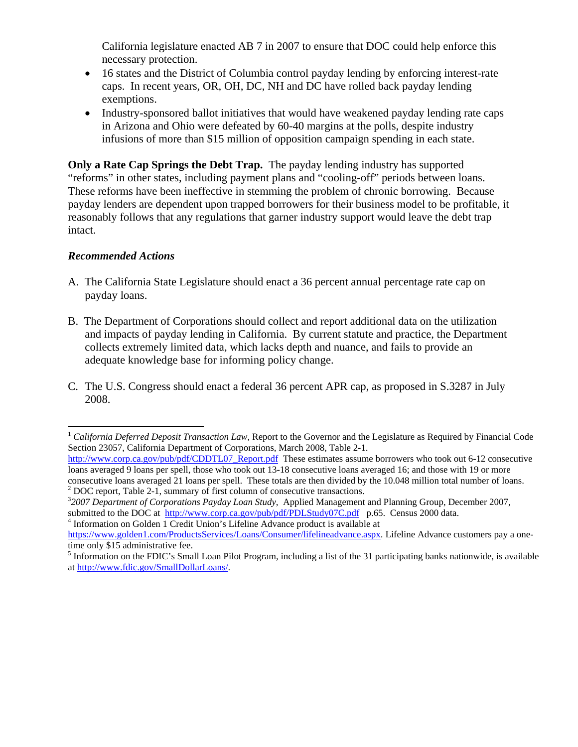California legislature enacted AB 7 in 2007 to ensure that DOC could help enforce this necessary protection.

- 16 states and the District of Columbia control payday lending by enforcing interest-rate caps. In recent years, OR, OH, DC, NH and DC have rolled back payday lending exemptions.
- Industry-sponsored ballot initiatives that would have weakened payday lending rate caps in Arizona and Ohio were defeated by 60-40 margins at the polls, despite industry infusions of more than $15 million of opposition campaign spending in each state.

**Only a Rate Cap Springs the Debt Trap.** The payday lending industry has supported "reforms" in other states, including payment plans and "cooling-off" periods between loans. These reforms have been ineffective in stemming the problem of chronic borrowing. Because payday lenders are dependent upon trapped borrowers for their business model to be profitable, it reasonably follows that any regulations that garner industry support would leave the debt trap intact.

***Recommended Actions***

A. The California State Legislature should enact a 36 percent annual percentage rate cap on payday loans.

B. The Department of Corporations should collect and report additional data on the utilization and impacts of payday lending in California. By current statute and practice, the Department collects extremely limited data, which lacks depth and nuance, and fails to provide an adequate knowledge base for informing policy change.

C. The U.S. Congress should enact a federal 36 percent APR cap, as proposed in S.3287 in July 2008.

---

[1] *California Deferred Deposit Transaction Law*, Report to the Governor and the Legislature as Required by Financial Code Section 23057, California Department of Corporations, March 2008, Table 2-1. http://www.corp.ca.gov/pub/pdf/CDDTL07_Report.pdf These estimates assume borrowers who took out 6-12 consecutive loans averaged 9 loans per spell, those who took out 13-18 consecutive loans averaged 16; and those with 19 or more consecutive loans averaged 21 loans per spell. These totals are then divided by the 10.048 million total number of loans.

[2] DOC report, Table 2-1, summary of first column of consecutive transactions.

[3] *2007 Department of Corporations Payday Loan Study*, Applied Management and Planning Group, December 2007, submitted to the DOC at http://www.corp.ca.gov/pub/pdf/PDLStudy07C.pdf p.65. Census 2000 data.

[4] Information on Golden 1 Credit Union's Lifeline Advance product is available at https://www.golden1.com/ProductsServices/Loans/Consumer/lifelineadvance.aspx. Lifeline Advance customers pay a one-time only $15 administrative fee.

[5] Information on the FDIC's Small Loan Pilot Program, including a list of the 31 participating banks nationwide, is available at http://www.fdic.gov/SmallDollarLoans/.